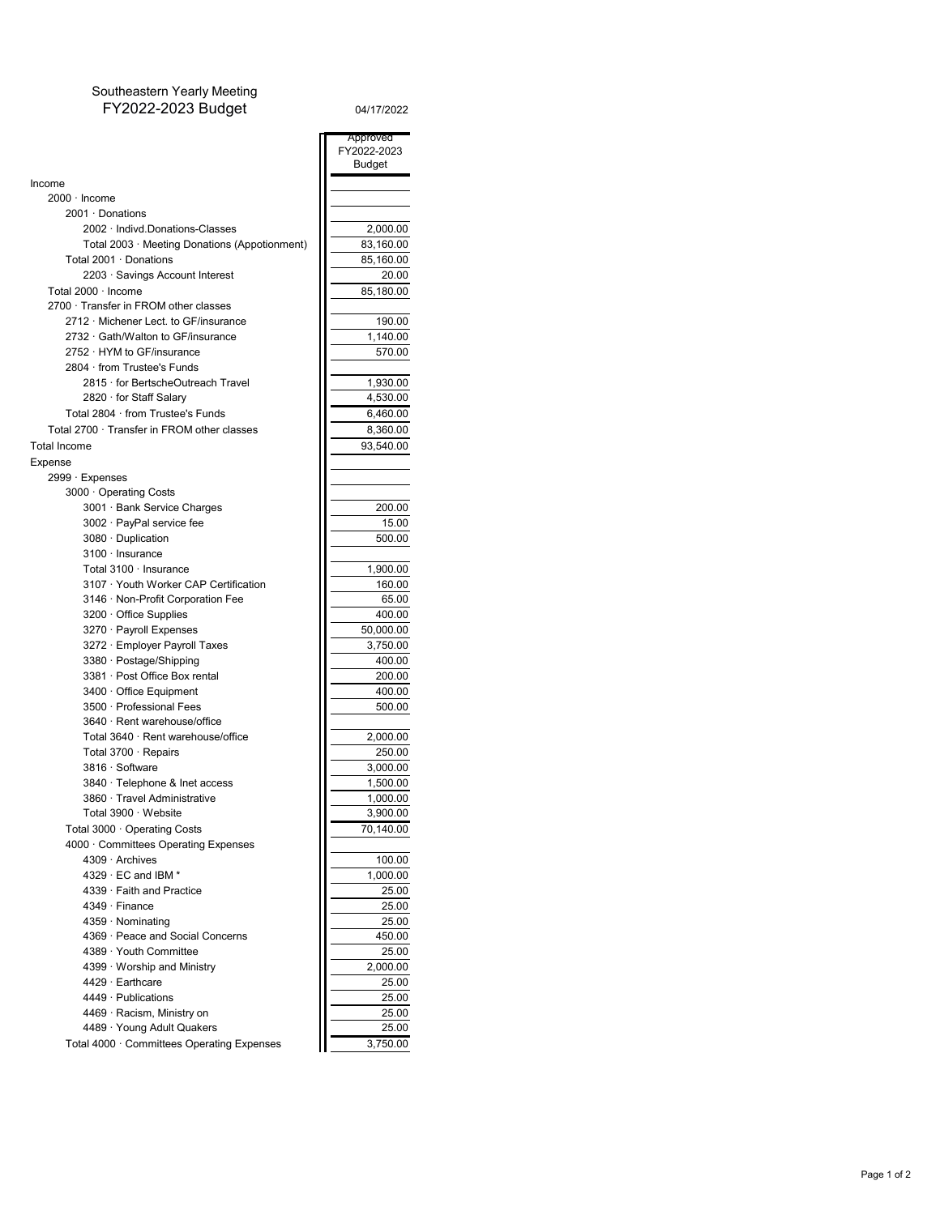# Southeastern Yearly Meeting
## FY2022-2023 Budget

04/17/2022

| | Approved FY2022-2023 Budget |
|---|---|
| Income | |
| 2000 · Income | |
| 2001 · Donations | |
| 2002 · Indivd.Donations-Classes | 2,000.00 |
| Total 2003 · Meeting Donations (Appotionment) | 83,160.00 |
| Total 2001 · Donations | 85,160.00 |
| 2203 · Savings Account Interest | 20.00 |
| Total 2000 · Income | 85,180.00 |
| 2700 · Transfer in FROM other classes | |
| 2712 · Michener Lect. to GF/insurance | 190.00 |
| 2732 · Gath/Walton to GF/insurance | 1,140.00 |
| 2752 · HYM to GF/insurance | 570.00 |
| 2804 · from Trustee's Funds | |
| 2815 · for BertscheOutreach Travel | 1,930.00 |
| 2820 · for Staff Salary | 4,530.00 |
| Total 2804 · from Trustee's Funds | 6,460.00 |
| Total 2700 · Transfer in FROM other classes | 8,360.00 |
| Total Income | 93,540.00 |
| Expense | |
| 2999 · Expenses | |
| 3000 · Operating Costs | |
| 3001 · Bank Service Charges | 200.00 |
| 3002 · PayPal service fee | 15.00 |
| 3080 · Duplication | 500.00 |
| 3100 · Insurance | |
| Total 3100 · Insurance | 1,900.00 |
| 3107 · Youth Worker CAP Certification | 160.00 |
| 3146 · Non-Profit Corporation Fee | 65.00 |
| 3200 · Office Supplies | 400.00 |
| 3270 · Payroll Expenses | 50,000.00 |
| 3272 · Employer Payroll Taxes | 3,750.00 |
| 3380 · Postage/Shipping | 400.00 |
| 3381 · Post Office Box rental | 200.00 |
| 3400 · Office Equipment | 400.00 |
| 3500 · Professional Fees | 500.00 |
| 3640 · Rent warehouse/office | |
| Total 3640 · Rent warehouse/office | 2,000.00 |
| Total 3700 · Repairs | 250.00 |
| 3816 · Software | 3,000.00 |
| 3840 · Telephone & Inet access | 1,500.00 |
| 3860 · Travel Administrative | 1,000.00 |
| Total 3900 · Website | 3,900.00 |
| Total 3000 · Operating Costs | 70,140.00 |
| 4000 · Committees Operating Expenses | |
| 4309 · Archives | 100.00 |
| 4329 · EC and IBM * | 1,000.00 |
| 4339 · Faith and Practice | 25.00 |
| 4349 · Finance | 25.00 |
| 4359 · Nominating | 25.00 |
| 4369 · Peace and Social Concerns | 450.00 |
| 4389 · Youth Committee | 25.00 |
| 4399 · Worship and Ministry | 2,000.00 |
| 4429 · Earthcare | 25.00 |
| 4449 · Publications | 25.00 |
| 4469 · Racism, Ministry on | 25.00 |
| 4489 · Young Adult Quakers | 25.00 |
| Total 4000 · Committees Operating Expenses | 3,750.00 |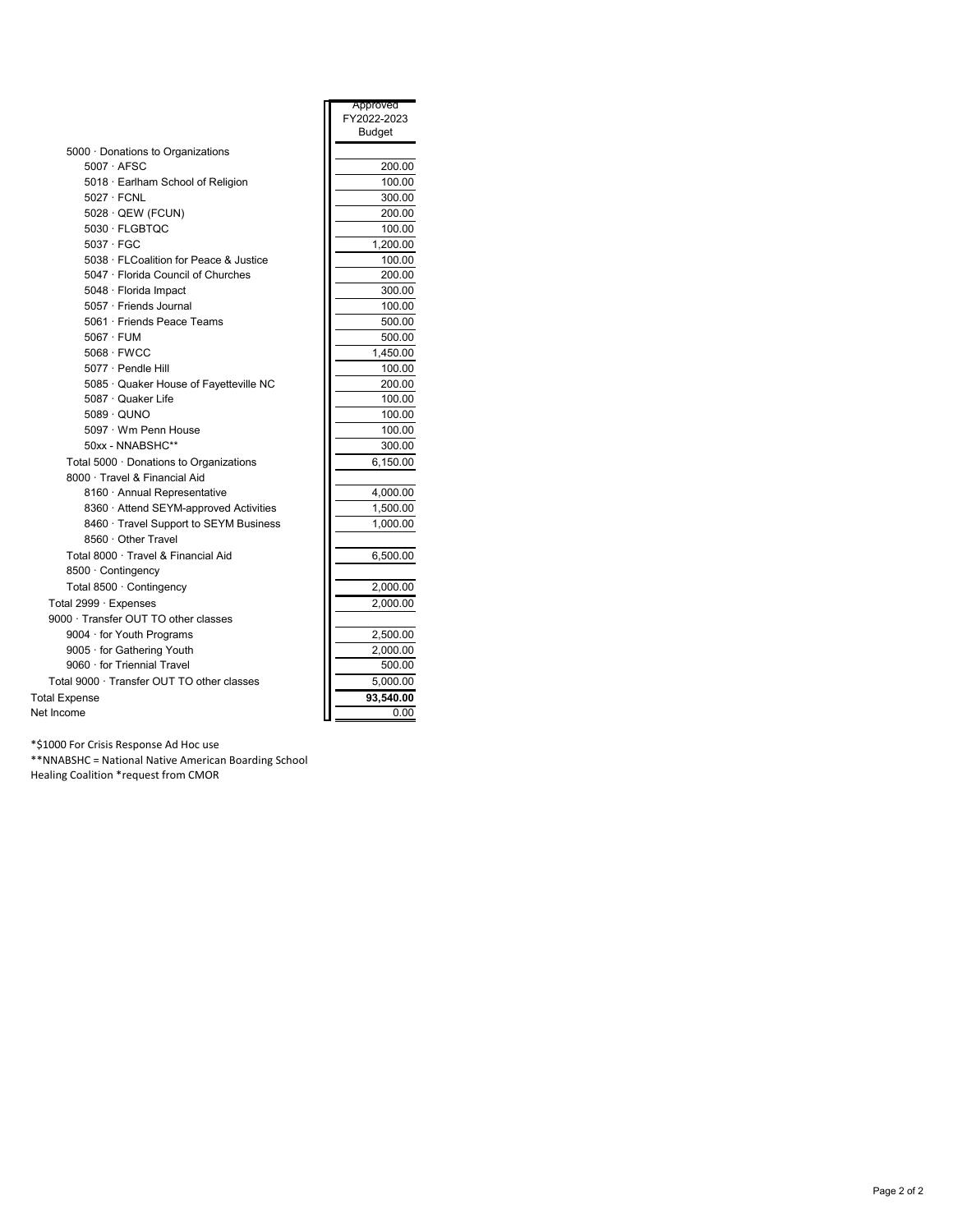| | Approved FY2022-2023 Budget |
|---|---|
| 5000 · Donations to Organizations | |
| 5007 · AFSC | 200.00 |
| 5018 · Earlham School of Religion | 100.00 |
| 5027 · FCNL | 300.00 |
| 5028 · QEW (FCUN) | 200.00 |
| 5030 · FLGBTQC | 100.00 |
| 5037 · FGC | 1,200.00 |
| 5038 · FLCoalition for Peace & Justice | 100.00 |
| 5047 · Florida Council of Churches | 200.00 |
| 5048 · Florida Impact | 300.00 |
| 5057 · Friends Journal | 100.00 |
| 5061 · Friends Peace Teams | 500.00 |
| 5067 · FUM | 500.00 |
| 5068 · FWCC | 1,450.00 |
| 5077 · Pendle Hill | 100.00 |
| 5085 · Quaker House of Fayetteville NC | 200.00 |
| 5087 · Quaker Life | 100.00 |
| 5089 · QUNO | 100.00 |
| 5097 · Wm Penn House | 100.00 |
| 50xx - NNABSHC** | 300.00 |
| Total 5000 · Donations to Organizations | 6,150.00 |
| 8000 · Travel & Financial Aid | |
| 8160 · Annual Representative | 4,000.00 |
| 8360 · Attend SEYM-approved Activities | 1,500.00 |
| 8460 · Travel Support to SEYM Business | 1,000.00 |
| 8560 · Other Travel | |
| Total 8000 · Travel & Financial Aid | 6,500.00 |
| 8500 · Contingency | |
| Total 8500 · Contingency | 2,000.00 |
| Total 2999 · Expenses | 2,000.00 |
| 9000 · Transfer OUT TO other classes | |
| 9004 · for Youth Programs | 2,500.00 |
| 9005 · for Gathering Youth | 2,000.00 |
| 9060 · for Triennial Travel | 500.00 |
| Total 9000 · Transfer OUT TO other classes | 5,000.00 |
| Total Expense | **93,540.00** |
| Net Income | 0.00 |

*$1000 For Crisis Response Ad Hoc use

**NNABSHC = National Native American Boarding School Healing Coalition *request from CMOR